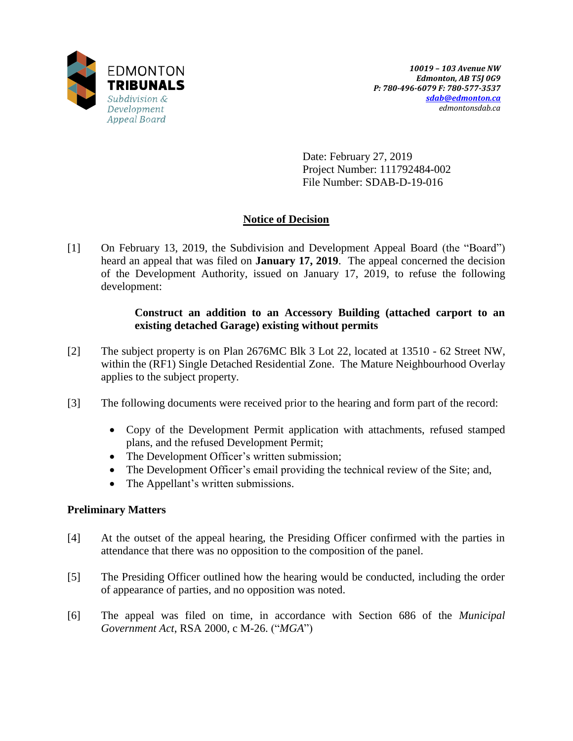EDMONTON **TRIBUNALS**
*Subdivision & Development Appeal Board*

***10019 – 103 Avenue NW***
***Edmonton, AB T5J 0G9***
***P: 780-496-6079 F: 780-577-3537***
***sdab@edmonton.ca***
*edmontonsdab.ca*

Date: February 27, 2019
Project Number: 111792484-002
File Number: SDAB-D-19-016

## Notice of Decision

[1] On February 13, 2019, the Subdivision and Development Appeal Board (the "Board") heard an appeal that was filed on **January 17, 2019**. The appeal concerned the decision of the Development Authority, issued on January 17, 2019, to refuse the following development:

> **Construct an addition to an Accessory Building (attached carport to an existing detached Garage) existing without permits**

[2] The subject property is on Plan 2676MC Blk 3 Lot 22, located at 13510 - 62 Street NW, within the (RF1) Single Detached Residential Zone. The Mature Neighbourhood Overlay applies to the subject property.

[3] The following documents were received prior to the hearing and form part of the record:

- Copy of the Development Permit application with attachments, refused stamped plans, and the refused Development Permit;
- The Development Officer's written submission;
- The Development Officer's email providing the technical review of the Site; and,
- The Appellant's written submissions.

### Preliminary Matters

[4] At the outset of the appeal hearing, the Presiding Officer confirmed with the parties in attendance that there was no opposition to the composition of the panel.

[5] The Presiding Officer outlined how the hearing would be conducted, including the order of appearance of parties, and no opposition was noted.

[6] The appeal was filed on time, in accordance with Section 686 of the *Municipal Government Act*, RSA 2000, c M-26. ("*MGA*")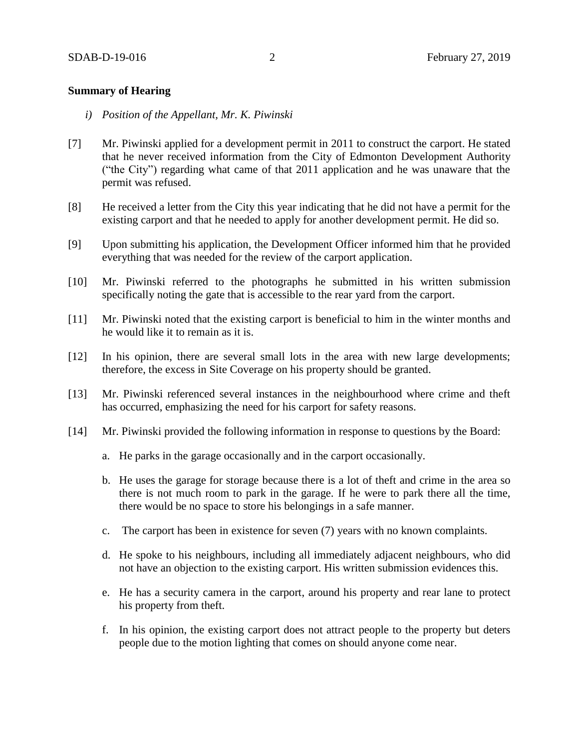**Summary of Hearing**

*i) Position of the Appellant, Mr. K. Piwinski*

[7] Mr. Piwinski applied for a development permit in 2011 to construct the carport. He stated that he never received information from the City of Edmonton Development Authority ("the City") regarding what came of that 2011 application and he was unaware that the permit was refused.

[8] He received a letter from the City this year indicating that he did not have a permit for the existing carport and that he needed to apply for another development permit. He did so.

[9] Upon submitting his application, the Development Officer informed him that he provided everything that was needed for the review of the carport application.

[10] Mr. Piwinski referred to the photographs he submitted in his written submission specifically noting the gate that is accessible to the rear yard from the carport.

[11] Mr. Piwinski noted that the existing carport is beneficial to him in the winter months and he would like it to remain as it is.

[12] In his opinion, there are several small lots in the area with new large developments; therefore, the excess in Site Coverage on his property should be granted.

[13] Mr. Piwinski referenced several instances in the neighbourhood where crime and theft has occurred, emphasizing the need for his carport for safety reasons.

[14] Mr. Piwinski provided the following information in response to questions by the Board:

a. He parks in the garage occasionally and in the carport occasionally.

b. He uses the garage for storage because there is a lot of theft and crime in the area so there is not much room to park in the garage. If he were to park there all the time, there would be no space to store his belongings in a safe manner.

c. The carport has been in existence for seven (7) years with no known complaints.

d. He spoke to his neighbours, including all immediately adjacent neighbours, who did not have an objection to the existing carport. His written submission evidences this.

e. He has a security camera in the carport, around his property and rear lane to protect his property from theft.

f. In his opinion, the existing carport does not attract people to the property but deters people due to the motion lighting that comes on should anyone come near.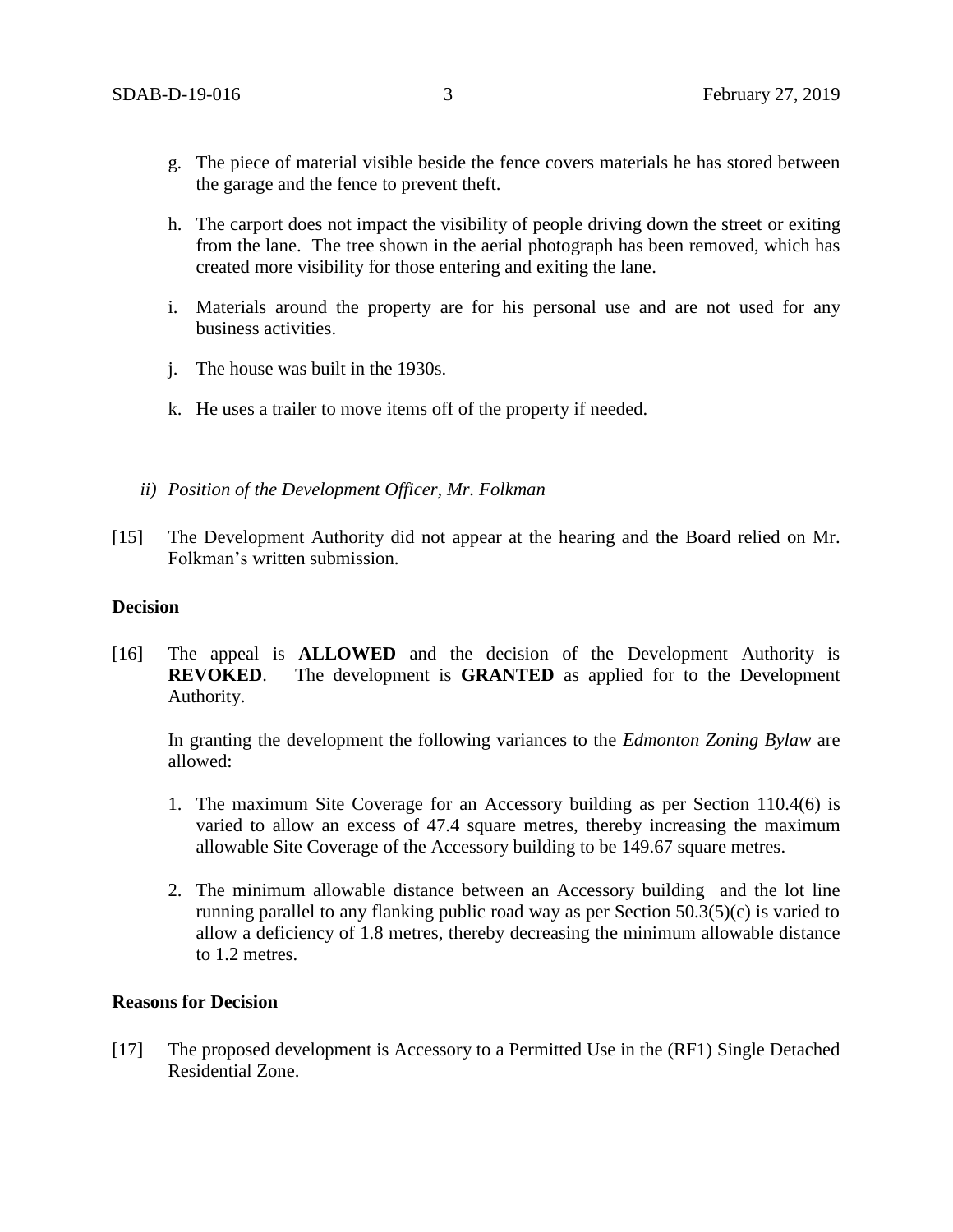g. The piece of material visible beside the fence covers materials he has stored between the garage and the fence to prevent theft.

h. The carport does not impact the visibility of people driving down the street or exiting from the lane. The tree shown in the aerial photograph has been removed, which has created more visibility for those entering and exiting the lane.

i. Materials around the property are for his personal use and are not used for any business activities.

j. The house was built in the 1930s.

k. He uses a trailer to move items off of the property if needed.

*ii) Position of the Development Officer, Mr. Folkman*

[15] The Development Authority did not appear at the hearing and the Board relied on Mr. Folkman's written submission.

**Decision**

[16] The appeal is **ALLOWED** and the decision of the Development Authority is **REVOKED**. The development is **GRANTED** as applied for to the Development Authority.

In granting the development the following variances to the *Edmonton Zoning Bylaw* are allowed:

1. The maximum Site Coverage for an Accessory building as per Section 110.4(6) is varied to allow an excess of 47.4 square metres, thereby increasing the maximum allowable Site Coverage of the Accessory building to be 149.67 square metres.

2. The minimum allowable distance between an Accessory building and the lot line running parallel to any flanking public road way as per Section 50.3(5)(c) is varied to allow a deficiency of 1.8 metres, thereby decreasing the minimum allowable distance to 1.2 metres.

**Reasons for Decision**

[17] The proposed development is Accessory to a Permitted Use in the (RF1) Single Detached Residential Zone.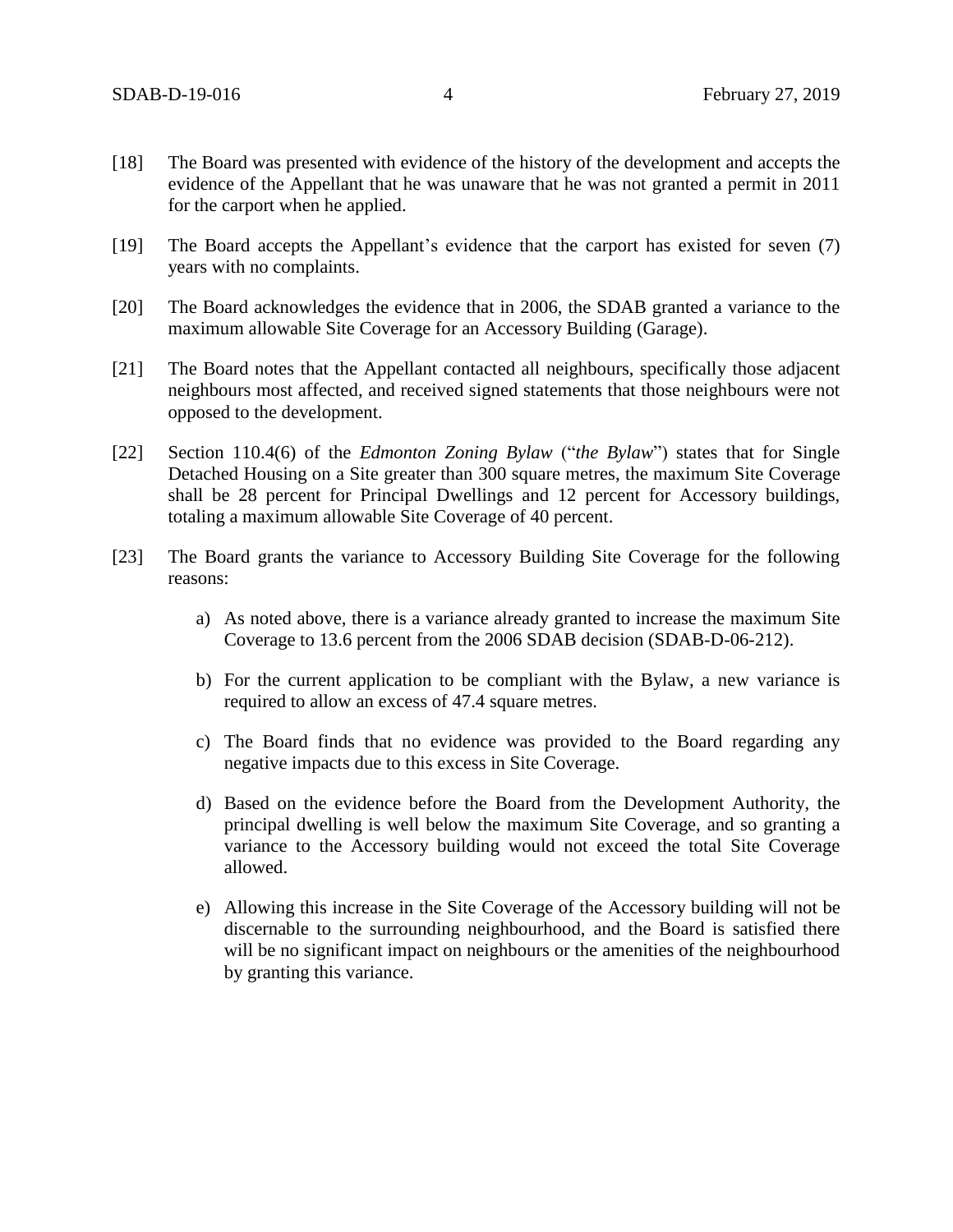[18] The Board was presented with evidence of the history of the development and accepts the evidence of the Appellant that he was unaware that he was not granted a permit in 2011 for the carport when he applied.

[19] The Board accepts the Appellant's evidence that the carport has existed for seven (7) years with no complaints.

[20] The Board acknowledges the evidence that in 2006, the SDAB granted a variance to the maximum allowable Site Coverage for an Accessory Building (Garage).

[21] The Board notes that the Appellant contacted all neighbours, specifically those adjacent neighbours most affected, and received signed statements that those neighbours were not opposed to the development.

[22] Section 110.4(6) of the *Edmonton Zoning Bylaw* ("*the Bylaw*") states that for Single Detached Housing on a Site greater than 300 square metres, the maximum Site Coverage shall be 28 percent for Principal Dwellings and 12 percent for Accessory buildings, totaling a maximum allowable Site Coverage of 40 percent.

[23] The Board grants the variance to Accessory Building Site Coverage for the following reasons:

a) As noted above, there is a variance already granted to increase the maximum Site Coverage to 13.6 percent from the 2006 SDAB decision (SDAB-D-06-212).

b) For the current application to be compliant with the Bylaw, a new variance is required to allow an excess of 47.4 square metres.

c) The Board finds that no evidence was provided to the Board regarding any negative impacts due to this excess in Site Coverage.

d) Based on the evidence before the Board from the Development Authority, the principal dwelling is well below the maximum Site Coverage, and so granting a variance to the Accessory building would not exceed the total Site Coverage allowed.

e) Allowing this increase in the Site Coverage of the Accessory building will not be discernable to the surrounding neighbourhood, and the Board is satisfied there will be no significant impact on neighbours or the amenities of the neighbourhood by granting this variance.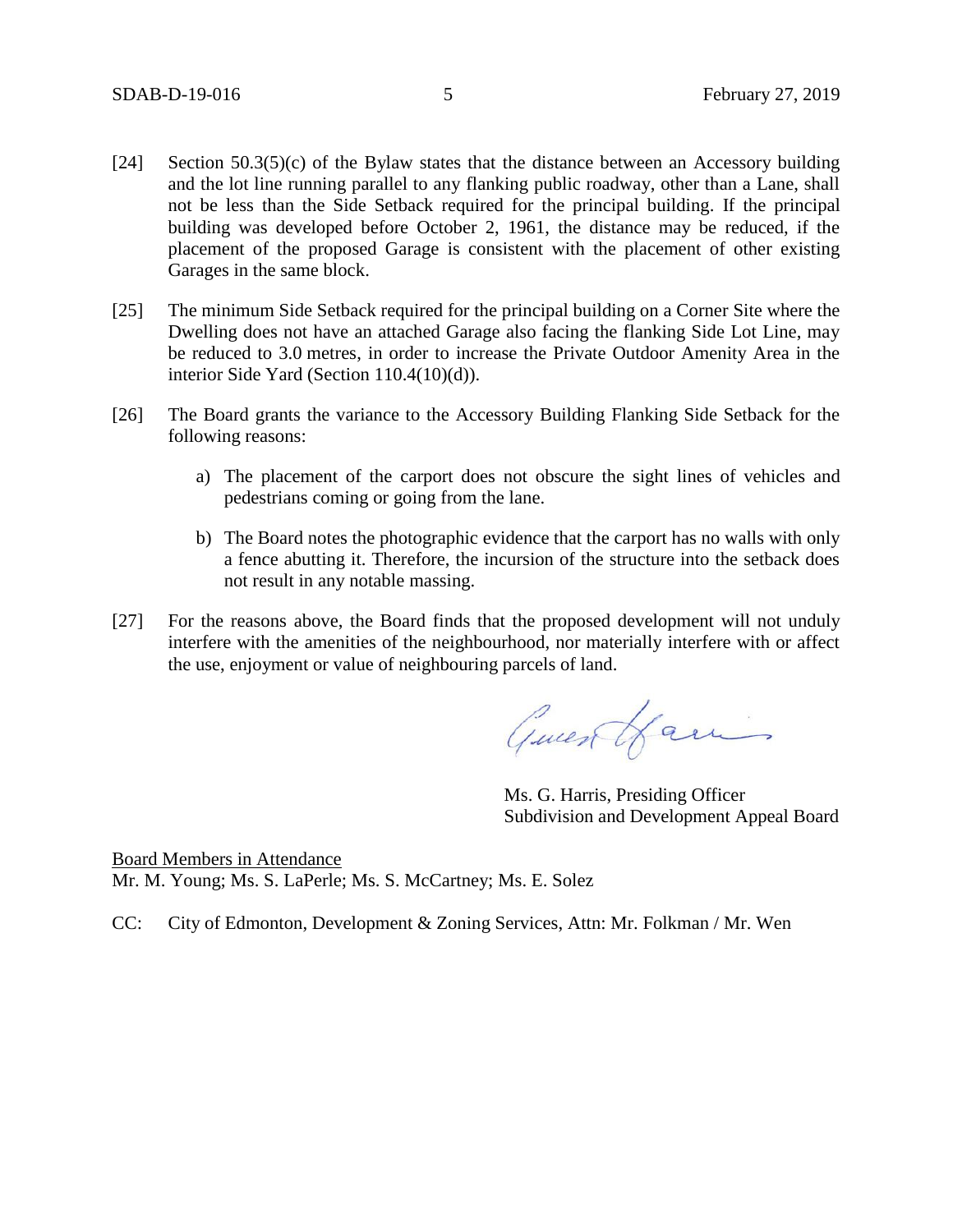[24] Section 50.3(5)(c) of the Bylaw states that the distance between an Accessory building and the lot line running parallel to any flanking public roadway, other than a Lane, shall not be less than the Side Setback required for the principal building. If the principal building was developed before October 2, 1961, the distance may be reduced, if the placement of the proposed Garage is consistent with the placement of other existing Garages in the same block.

[25] The minimum Side Setback required for the principal building on a Corner Site where the Dwelling does not have an attached Garage also facing the flanking Side Lot Line, may be reduced to 3.0 metres, in order to increase the Private Outdoor Amenity Area in the interior Side Yard (Section 110.4(10)(d)).

[26] The Board grants the variance to the Accessory Building Flanking Side Setback for the following reasons:

a) The placement of the carport does not obscure the sight lines of vehicles and pedestrians coming or going from the lane.

b) The Board notes the photographic evidence that the carport has no walls with only a fence abutting it. Therefore, the incursion of the structure into the setback does not result in any notable massing.

[27] For the reasons above, the Board finds that the proposed development will not unduly interfere with the amenities of the neighbourhood, nor materially interfere with or affect the use, enjoyment or value of neighbouring parcels of land.

Ms. G. Harris, Presiding Officer
Subdivision and Development Appeal Board

Board Members in Attendance
Mr. M. Young; Ms. S. LaPerle; Ms. S. McCartney; Ms. E. Solez

CC: City of Edmonton, Development & Zoning Services, Attn: Mr. Folkman / Mr. Wen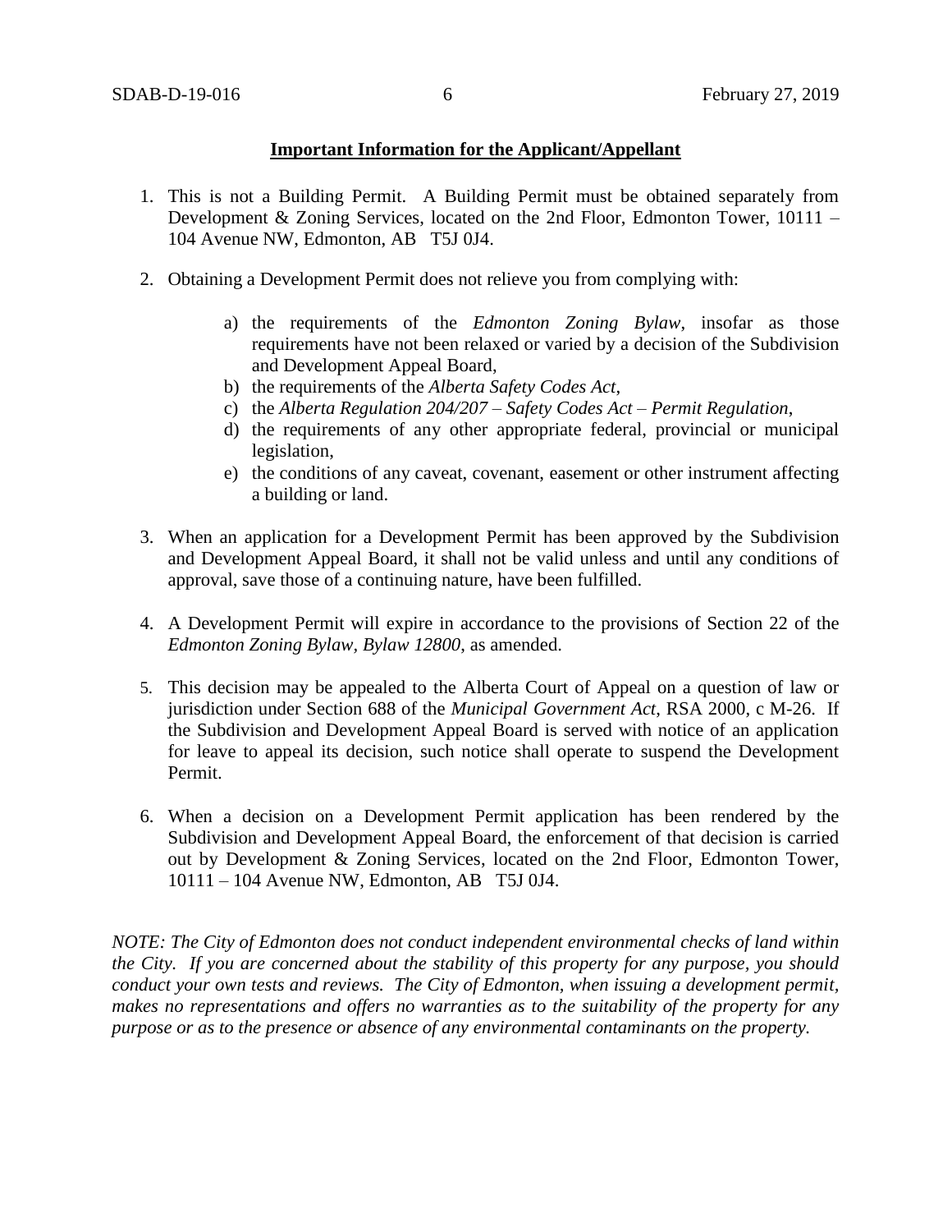**Important Information for the Applicant/Appellant**

1. This is not a Building Permit. A Building Permit must be obtained separately from Development & Zoning Services, located on the 2nd Floor, Edmonton Tower, 10111 – 104 Avenue NW, Edmonton, AB T5J 0J4.

2. Obtaining a Development Permit does not relieve you from complying with:

   a) the requirements of the *Edmonton Zoning Bylaw*, insofar as those requirements have not been relaxed or varied by a decision of the Subdivision and Development Appeal Board,
   b) the requirements of the *Alberta Safety Codes Act*,
   c) the *Alberta Regulation 204/207 – Safety Codes Act – Permit Regulation*,
   d) the requirements of any other appropriate federal, provincial or municipal legislation,
   e) the conditions of any caveat, covenant, easement or other instrument affecting a building or land.

3. When an application for a Development Permit has been approved by the Subdivision and Development Appeal Board, it shall not be valid unless and until any conditions of approval, save those of a continuing nature, have been fulfilled.

4. A Development Permit will expire in accordance to the provisions of Section 22 of the *Edmonton Zoning Bylaw, Bylaw 12800*, as amended.

5. This decision may be appealed to the Alberta Court of Appeal on a question of law or jurisdiction under Section 688 of the *Municipal Government Act*, RSA 2000, c M-26. If the Subdivision and Development Appeal Board is served with notice of an application for leave to appeal its decision, such notice shall operate to suspend the Development Permit.

6. When a decision on a Development Permit application has been rendered by the Subdivision and Development Appeal Board, the enforcement of that decision is carried out by Development & Zoning Services, located on the 2nd Floor, Edmonton Tower, 10111 – 104 Avenue NW, Edmonton, AB T5J 0J4.

*NOTE: The City of Edmonton does not conduct independent environmental checks of land within the City. If you are concerned about the stability of this property for any purpose, you should conduct your own tests and reviews. The City of Edmonton, when issuing a development permit, makes no representations and offers no warranties as to the suitability of the property for any purpose or as to the presence or absence of any environmental contaminants on the property.*